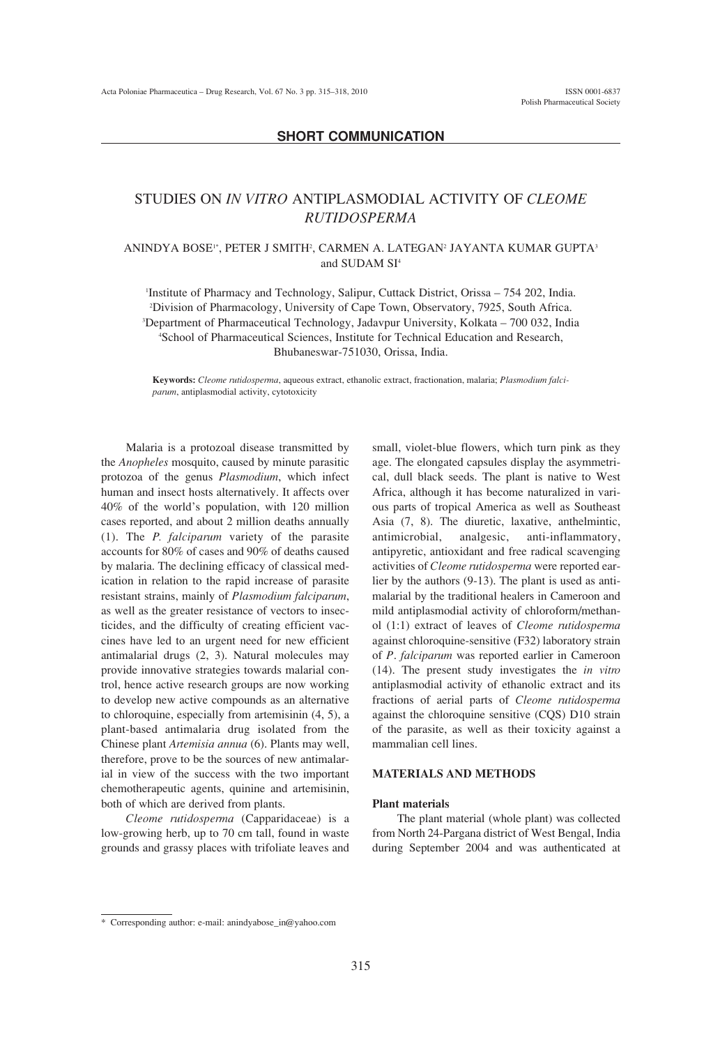**SHORT COMMUNICATION**

# STUDIES ON *IN VITRO* ANTIPLASMODIAL ACTIVITY OF *CLEOME RUTIDOSPERMA*

ANINDYA BOSE[1*], PETER J SMITH[2], CARMEN A. LATEGAN[2] JAYANTA KUMAR GUPTA[3] and SUDAM SI[4]

[1]Institute of Pharmacy and Technology, Salipur, Cuttack District, Orissa – 754 202, India.
[2]Division of Pharmacology, University of Cape Town, Observatory, 7925, South Africa.
[3]Department of Pharmaceutical Technology, Jadavpur University, Kolkata – 700 032, India
[4]School of Pharmaceutical Sciences, Institute for Technical Education and Research, Bhubaneswar-751030, Orissa, India.

**Keywords:** *Cleome rutidosperma*, aqueous extract, ethanolic extract, fractionation, malaria; *Plasmodium falciparum*, antiplasmodial activity, cytotoxicity

Malaria is a protozoal disease transmitted by the *Anopheles* mosquito, caused by minute parasitic protozoa of the genus *Plasmodium*, which infect human and insect hosts alternatively. It affects over 40% of the world's population, with 120 million cases reported, and about 2 million deaths annually (1). The *P. falciparum* variety of the parasite accounts for 80% of cases and 90% of deaths caused by malaria. The declining efficacy of classical medication in relation to the rapid increase of parasite resistant strains, mainly of *Plasmodium falciparum*, as well as the greater resistance of vectors to insecticides, and the difficulty of creating efficient vaccines have led to an urgent need for new efficient antimalarial drugs (2, 3). Natural molecules may provide innovative strategies towards malarial control, hence active research groups are now working to develop new active compounds as an alternative to chloroquine, especially from artemisinin (4, 5), a plant-based antimalaria drug isolated from the Chinese plant *Artemisia annua* (6). Plants may well, therefore, prove to be the sources of new antimalarial in view of the success with the two important chemotherapeutic agents, quinine and artemisinin, both of which are derived from plants.

*Cleome rutidosperma* (Capparidaceae) is a low-growing herb, up to 70 cm tall, found in waste grounds and grassy places with trifoliate leaves and small, violet-blue flowers, which turn pink as they age. The elongated capsules display the asymmetrical, dull black seeds. The plant is native to West Africa, although it has become naturalized in various parts of tropical America as well as Southeast Asia (7, 8). The diuretic, laxative, anthelmintic, antimicrobial, analgesic, anti-inflammatory, antipyretic, antioxidant and free radical scavenging activities of *Cleome rutidosperma* were reported earlier by the authors (9-13). The plant is used as antimalarial by the traditional healers in Cameroon and mild antiplasmodial activity of chloroform/methanol (1:1) extract of leaves of *Cleome rutidosperma* against chloroquine-sensitive (F32) laboratory strain of *P. falciparum* was reported earlier in Cameroon (14). The present study investigates the *in vitro* antiplasmodial activity of ethanolic extract and its fractions of aerial parts of *Cleome rutidosperma* against the chloroquine sensitive (CQS) D10 strain of the parasite, as well as their toxicity against a mammalian cell lines.

## MATERIALS AND METHODS

### Plant materials

The plant material (whole plant) was collected from North 24-Pargana district of West Bengal, India during September 2004 and was authenticated at

\* Corresponding author: e-mail: anindyabose_in@yahoo.com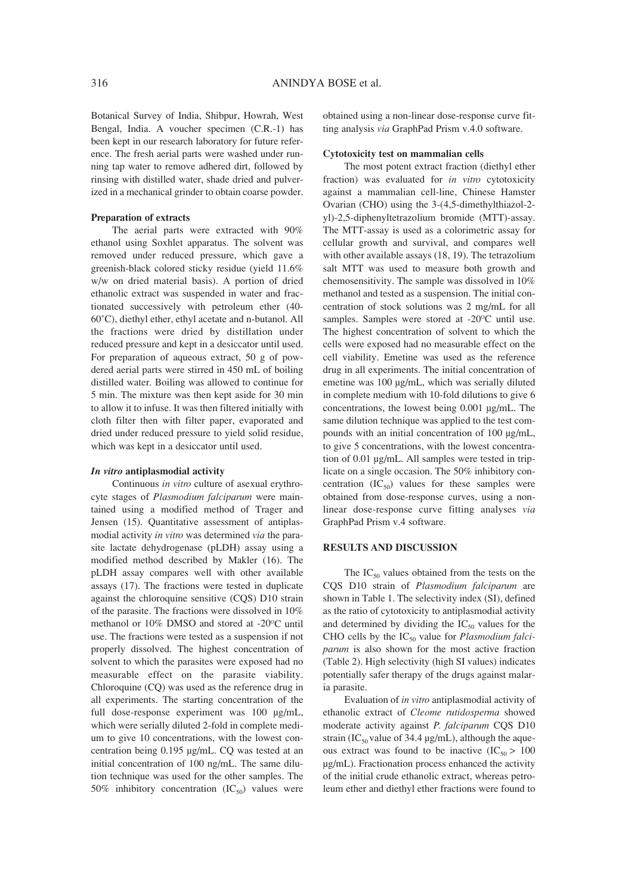Botanical Survey of India, Shibpur, Howrah, West Bengal, India. A voucher specimen (C.R.-1) has been kept in our research laboratory for future reference. The fresh aerial parts were washed under running tap water to remove adhered dirt, followed by rinsing with distilled water, shade dried and pulverized in a mechanical grinder to obtain coarse powder.

### Preparation of extracts

The aerial parts were extracted with 90% ethanol using Soxhlet apparatus. The solvent was removed under reduced pressure, which gave a greenish-black colored sticky residue (yield 11.6% w/w on dried material basis). A portion of dried ethanolic extract was suspended in water and fractionated successively with petroleum ether (40-60°C), diethyl ether, ethyl acetate and n-butanol. All the fractions were dried by distillation under reduced pressure and kept in a desiccator until used. For preparation of aqueous extract, 50 g of powdered aerial parts were stirred in 450 mL of boiling distilled water. Boiling was allowed to continue for 5 min. The mixture was then kept aside for 30 min to allow it to infuse. It was then filtered initially with cloth filter then with filter paper, evaporated and dried under reduced pressure to yield solid residue, which was kept in a desiccator until used.

### *In vitro* antiplasmodial activity

Continuous *in vitro* culture of asexual erythrocyte stages of *Plasmodium falciparum* were maintained using a modified method of Trager and Jensen (15). Quantitative assessment of antiplasmodial activity *in vitro* was determined *via* the parasite lactate dehydrogenase (pLDH) assay using a modified method described by Makler (16). The pLDH assay compares well with other available assays (17). The fractions were tested in duplicate against the chloroquine sensitive (CQS) D10 strain of the parasite. The fractions were dissolved in 10% methanol or 10% DMSO and stored at -20°C until use. The fractions were tested as a suspension if not properly dissolved. The highest concentration of solvent to which the parasites were exposed had no measurable effect on the parasite viability. Chloroquine (CQ) was used as the reference drug in all experiments. The starting concentration of the full dose-response experiment was 100 µg/mL, which were serially diluted 2-fold in complete medium to give 10 concentrations, with the lowest concentration being 0.195 µg/mL. CQ was tested at an initial concentration of 100 ng/mL. The same dilution technique was used for the other samples. The 50% inhibitory concentration ($IC_{50}$) values were obtained using a non-linear dose-response curve fitting analysis *via* GraphPad Prism v.4.0 software.

### Cytotoxicity test on mammalian cells

The most potent extract fraction (diethyl ether fraction) was evaluated for *in vitro* cytotoxicity against a mammalian cell-line, Chinese Hamster Ovarian (CHO) using the 3-(4,5-dimethylthiazol-2-yl)-2,5-diphenyltetrazolium bromide (MTT)-assay. The MTT-assay is used as a colorimetric assay for cellular growth and survival, and compares well with other available assays (18, 19). The tetrazolium salt MTT was used to measure both growth and chemosensitivity. The sample was dissolved in 10% methanol and tested as a suspension. The initial concentration of stock solutions was 2 mg/mL for all samples. Samples were stored at -20°C until use. The highest concentration of solvent to which the cells were exposed had no measurable effect on the cell viability. Emetine was used as the reference drug in all experiments. The initial concentration of emetine was 100 µg/mL, which was serially diluted in complete medium with 10-fold dilutions to give 6 concentrations, the lowest being 0.001 µg/mL. The same dilution technique was applied to the test compounds with an initial concentration of 100 µg/mL, to give 5 concentrations, with the lowest concentration of 0.01 µg/mL. All samples were tested in triplicate on a single occasion. The 50% inhibitory concentration ($IC_{50}$) values for these samples were obtained from dose-response curves, using a non-linear dose-response curve fitting analyses *via* GraphPad Prism v.4 software.

## RESULTS AND DISCUSSION

The $IC_{50}$ values obtained from the tests on the CQS D10 strain of *Plasmodium falciparum* are shown in Table 1. The selectivity index (SI), defined as the ratio of cytotoxicity to antiplasmodial activity and determined by dividing the $IC_{50}$ values for the CHO cells by the $IC_{50}$ value for *Plasmodium falciparum* is also shown for the most active fraction (Table 2). High selectivity (high SI values) indicates potentially safer therapy of the drugs against malaria parasite.

Evaluation of *in vitro* antiplasmodial activity of ethanolic extract of *Cleome rutidosperma* showed moderate activity against *P. falciparum* CQS D10 strain ($IC_{50}$ value of 34.4 µg/mL), although the aqueous extract was found to be inactive ($IC_{50} > 100$ µg/mL). Fractionation process enhanced the activity of the initial crude ethanolic extract, whereas petroleum ether and diethyl ether fractions were found to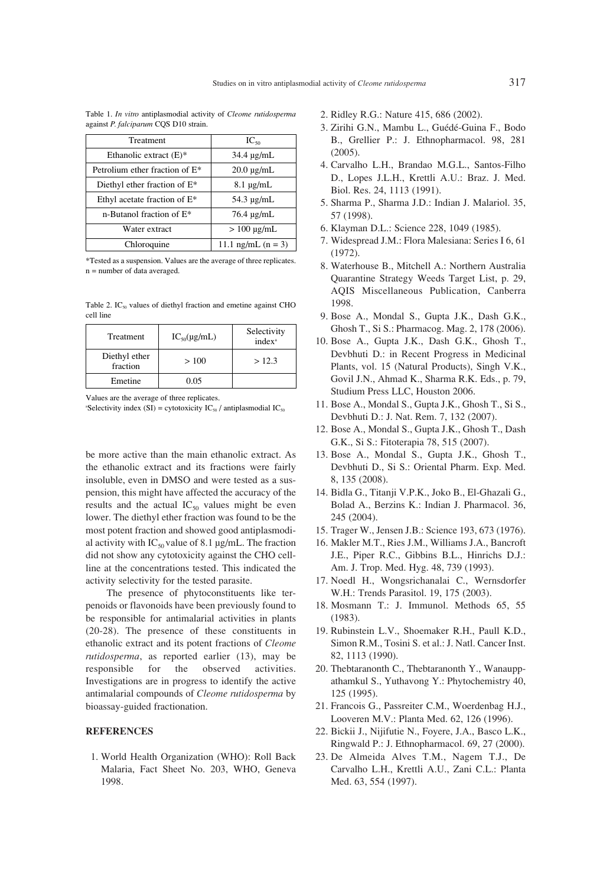Table 1. *In vitro* antiplasmodial activity of *Cleome rutidosperma* against *P. falciparum* CQS D10 strain.

| Treatment | $IC_{50}$ |
|---|---|
| Ethanolic extract (E)* | 34.4 µg/mL |
| Petrolium ether fraction of E* | 20.0 µg/mL |
| Diethyl ether fraction of E* | 8.1 µg/mL |
| Ethyl acetate fraction of E* | 54.3 µg/mL |
| n-Butanol fraction of E* | 76.4 µg/mL |
| Water extract | > 100 µg/mL |
| Chloroquine | 11.1 ng/mL (n = 3) |

*Tested as a suspension. Values are the average of three replicates. n = number of data averaged.

Table 2. $IC_{50}$ values of diethyl fraction and emetine against CHO cell line

| Treatment | $IC_{50}$(µg/mL) | Selectivity index[a] |
|---|---|---|
| Diethyl ether fraction | > 100 | > 12.3 |
| Emetine | 0.05 | |

Values are the average of three replicates.
[a]Selectivity index (SI) = cytotoxicity $IC_{50}$ / antiplasmodial $IC_{50}$

be more active than the main ethanolic extract. As the ethanolic extract and its fractions were fairly insoluble, even in DMSO and were tested as a suspension, this might have affected the accuracy of the results and the actual $IC_{50}$ values might be even lower. The diethyl ether fraction was found to be the most potent fraction and showed good antiplasmodial activity with $IC_{50}$ value of 8.1 µg/mL. The fraction did not show any cytotoxicity against the CHO cell-line at the concentrations tested. This indicated the activity selectivity for the tested parasite.

The presence of phytoconstituents like terpenoids or flavonoids have been previously found to be responsible for antimalarial activities in plants (20-28). The presence of these constituents in ethanolic extract and its potent fractions of *Cleome rutidosperma*, as reported earlier (13), may be responsible for the observed activities. Investigations are in progress to identify the active antimalarial compounds of *Cleome rutidosperma* by bioassay-guided fractionation.

## REFERENCES

1. World Health Organization (WHO): Roll Back Malaria, Fact Sheet No. 203, WHO, Geneva 1998.
2. Ridley R.G.: Nature 415, 686 (2002).
3. Zirihi G.N., Mambu L., Guédé-Guina F., Bodo B., Grellier P.: J. Ethnopharmacol. 98, 281 (2005).
4. Carvalho L.H., Brandao M.G.L., Santos-Filho D., Lopes J.L.H., Krettli A.U.: Braz. J. Med. Biol. Res. 24, 1113 (1991).
5. Sharma P., Sharma J.D.: Indian J. Malariol. 35, 57 (1998).
6. Klayman D.L.: Science 228, 1049 (1985).
7. Widespread J.M.: Flora Malesiana: Series I 6, 61 (1972).
8. Waterhouse B., Mitchell A.: Northern Australia Quarantine Strategy Weeds Target List, p. 29, AQIS Miscellaneous Publication, Canberra 1998.
9. Bose A., Mondal S., Gupta J.K., Dash G.K., Ghosh T., Si S.: Pharmacog. Mag. 2, 178 (2006).
10. Bose A., Gupta J.K., Dash G.K., Ghosh T., Devbhuti D.: in Recent Progress in Medicinal Plants, vol. 15 (Natural Products), Singh V.K., Govil J.N., Ahmad K., Sharma R.K. Eds., p. 79, Studium Press LLC, Houston 2006.
11. Bose A., Mondal S., Gupta J.K., Ghosh T., Si S., Devbhuti D.: J. Nat. Rem. 7, 132 (2007).
12. Bose A., Mondal S., Gupta J.K., Ghosh T., Dash G.K., Si S.: Fitoterapia 78, 515 (2007).
13. Bose A., Mondal S., Gupta J.K., Ghosh T., Devbhuti D., Si S.: Oriental Pharm. Exp. Med. 8, 135 (2008).
14. Bidla G., Titanji V.P.K., Joko B., El-Ghazali G., Bolad A., Berzins K.: Indian J. Pharmacol. 36, 245 (2004).
15. Trager W., Jensen J.B.: Science 193, 673 (1976).
16. Makler M.T., Ries J.M., Williams J.A., Bancroft J.E., Piper R.C., Gibbins B.L., Hinrichs D.J.: Am. J. Trop. Med. Hyg. 48, 739 (1993).
17. Noedl H., Wongsrichanalai C., Wernsdorfer W.H.: Trends Parasitol. 19, 175 (2003).
18. Mosmann T.: J. Immunol. Methods 65, 55 (1983).
19. Rubinstein L.V., Shoemaker R.H., Paull K.D., Simon R.M., Tosini S. et al.: J. Natl. Cancer Inst. 82, 1113 (1990).
20. Thebtaranonth C., Thebtaranonth Y., Wanauppathamkul S., Yuthavong Y.: Phytochemistry 40, 125 (1995).
21. Francois G., Passreiter C.M., Woerdenbag H.J., Looveren M.V.: Planta Med. 62, 126 (1996).
22. Bickii J., Nijifutie N., Foyere, J.A., Basco L.K., Ringwald P.: J. Ethnopharmacol. 69, 27 (2000).
23. De Almeida Alves T.M., Nagem T.J., De Carvalho L.H., Krettli A.U., Zani C.L.: Planta Med. 63, 554 (1997).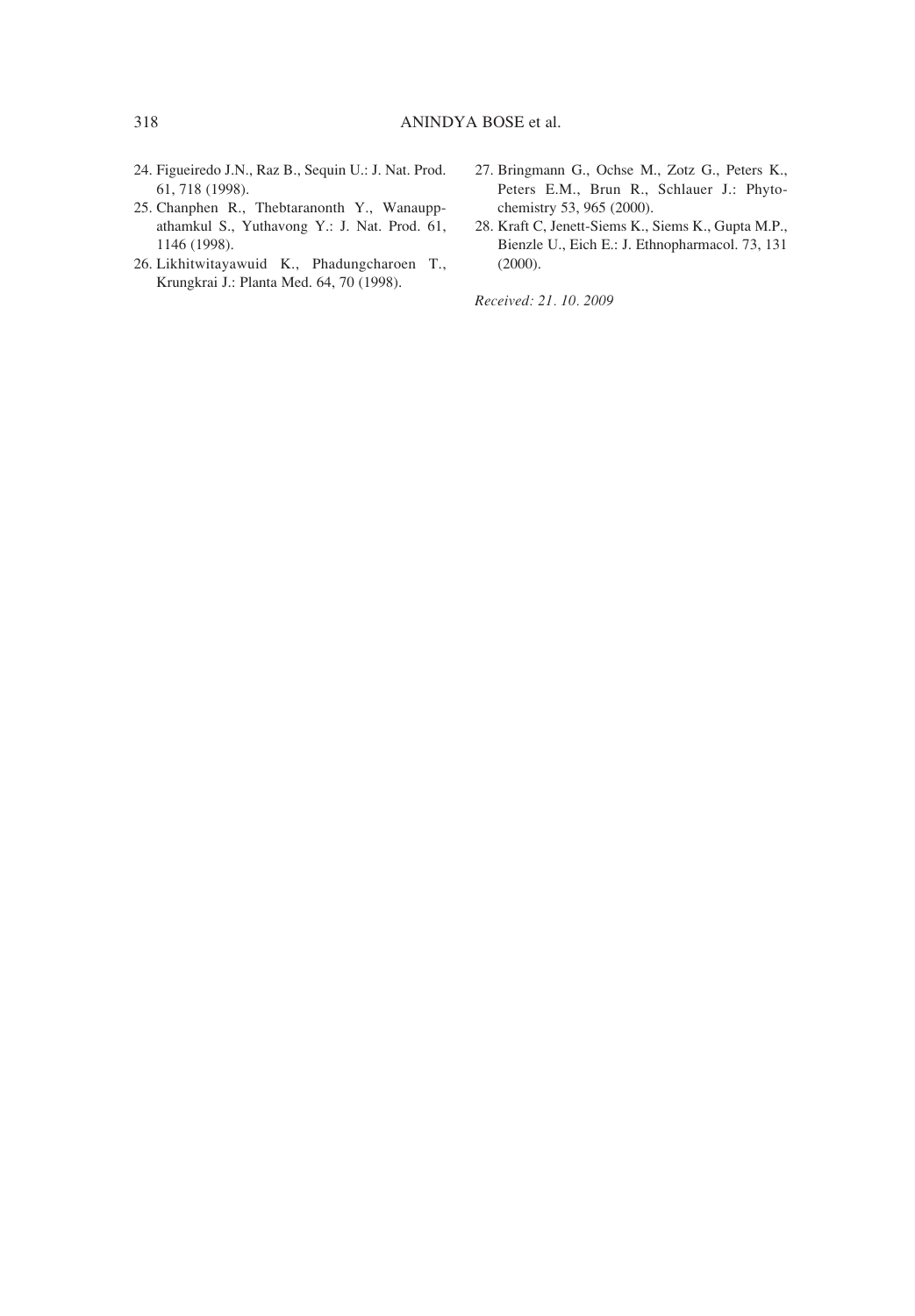24. Figueiredo J.N., Raz B., Sequin U.: J. Nat. Prod. 61, 718 (1998).
25. Chanphen R., Thebtaranonth Y., Wanaupp-athamkul S., Yuthavong Y.: J. Nat. Prod. 61, 1146 (1998).
26. Likhitwitayawuid K., Phadungcharoen T., Krungkrai J.: Planta Med. 64, 70 (1998).
27. Bringmann G., Ochse M., Zotz G., Peters K., Peters E.M., Brun R., Schlauer J.: Phytochemistry 53, 965 (2000).
28. Kraft C, Jenett-Siems K., Siems K., Gupta M.P., Bienzle U., Eich E.: J. Ethnopharmacol. 73, 131 (2000).

*Received: 21. 10. 2009*